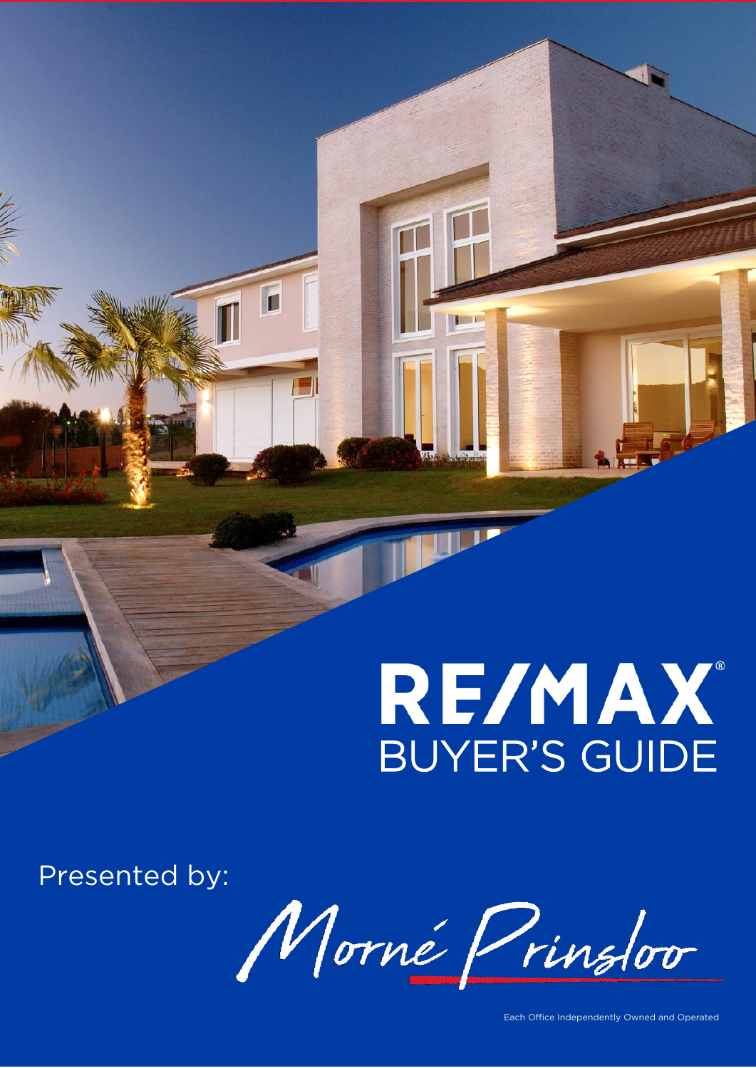# RE/MAX®

## BUYER'S GUIDE

Presented by:

Morné Prinsloo

Each Office Independently Owned and Operated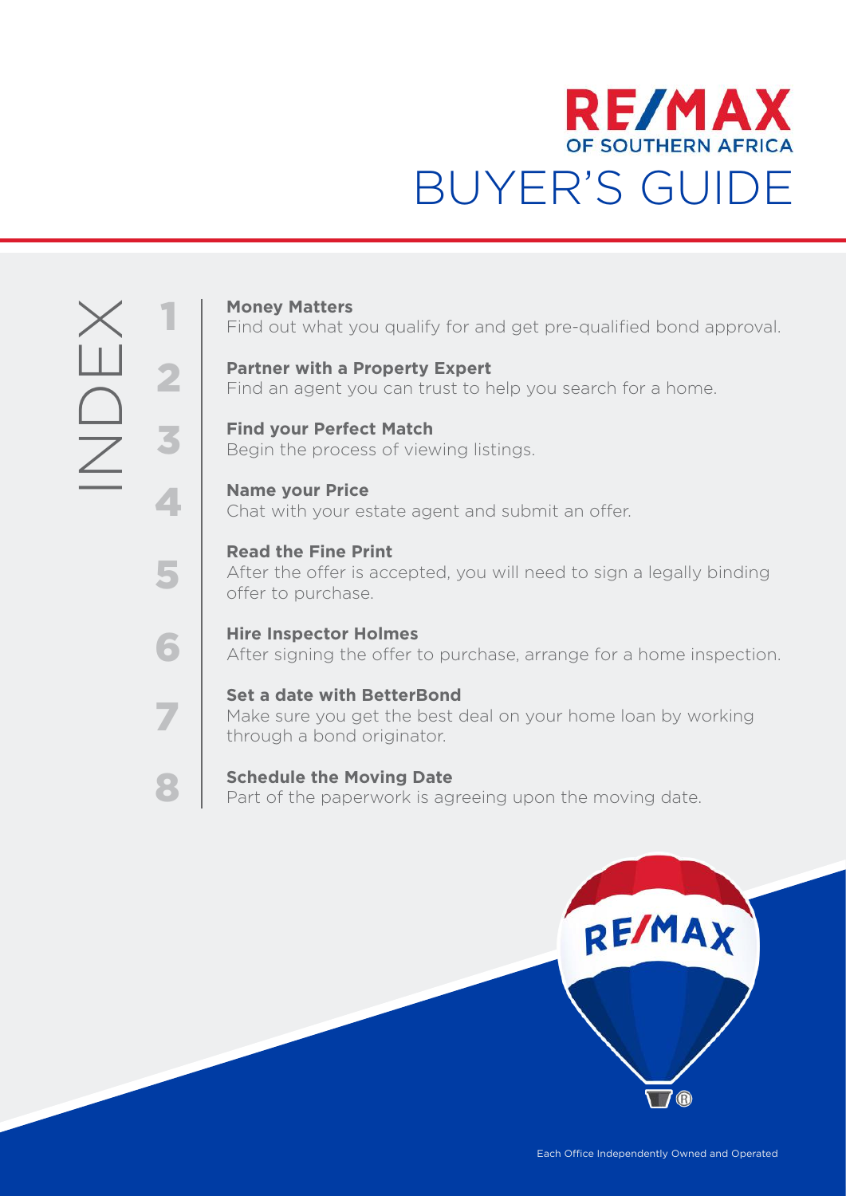# RE/MAX OF SOUTHERN AFRICA

# BUYER'S GUIDE

## INDEX

1. **Money Matters**
   Find out what you qualify for and get pre-qualified bond approval.

2. **Partner with a Property Expert**
   Find an agent you can trust to help you search for a home.

3. **Find your Perfect Match**
   Begin the process of viewing listings.

4. **Name your Price**
   Chat with your estate agent and submit an offer.

5. **Read the Fine Print**
   After the offer is accepted, you will need to sign a legally binding offer to purchase.

6. **Hire Inspector Holmes**
   After signing the offer to purchase, arrange for a home inspection.

7. **Set a date with BetterBond**
   Make sure you get the best deal on your home loan by working through a bond originator.

8. **Schedule the Moving Date**
   Part of the paperwork is agreeing upon the moving date.

Each Office Independently Owned and Operated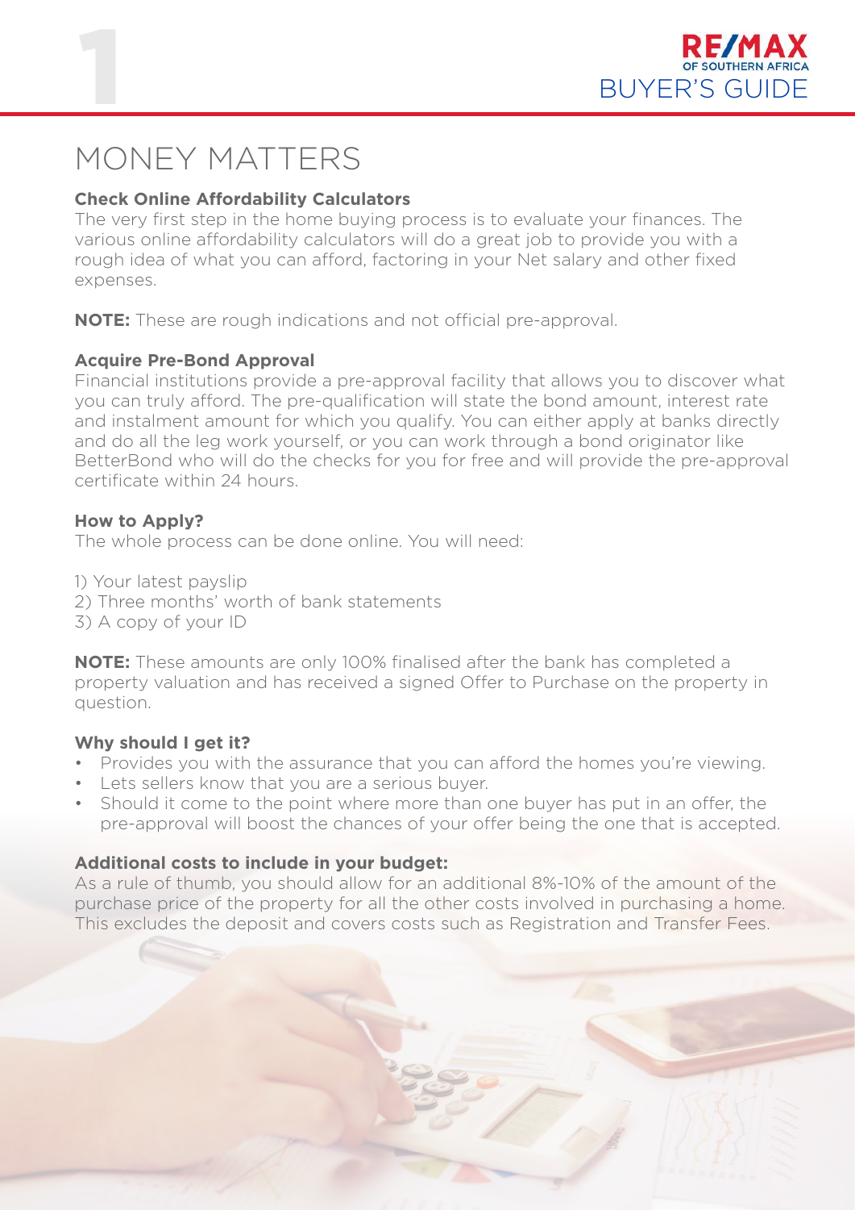# MONEY MATTERS

**Check Online Affordability Calculators**

The very first step in the home buying process is to evaluate your finances. The various online affordability calculators will do a great job to provide you with a rough idea of what you can afford, factoring in your Net salary and other fixed expenses.

**NOTE:** These are rough indications and not official pre-approval.

**Acquire Pre-Bond Approval**

Financial institutions provide a pre-approval facility that allows you to discover what you can truly afford. The pre-qualification will state the bond amount, interest rate and instalment amount for which you qualify. You can either apply at banks directly and do all the leg work yourself, or you can work through a bond originator like BetterBond who will do the checks for you for free and will provide the pre-approval certificate within 24 hours.

**How to Apply?**

The whole process can be done online. You will need:

1) Your latest payslip
2) Three months' worth of bank statements
3) A copy of your ID

**NOTE:** These amounts are only 100% finalised after the bank has completed a property valuation and has received a signed Offer to Purchase on the property in question.

**Why should I get it?**

- Provides you with the assurance that you can afford the homes you're viewing.
- Lets sellers know that you are a serious buyer.
- Should it come to the point where more than one buyer has put in an offer, the pre-approval will boost the chances of your offer being the one that is accepted.

**Additional costs to include in your budget:**

As a rule of thumb, you should allow for an additional 8%-10% of the amount of the purchase price of the property for all the other costs involved in purchasing a home. This excludes the deposit and covers costs such as Registration and Transfer Fees.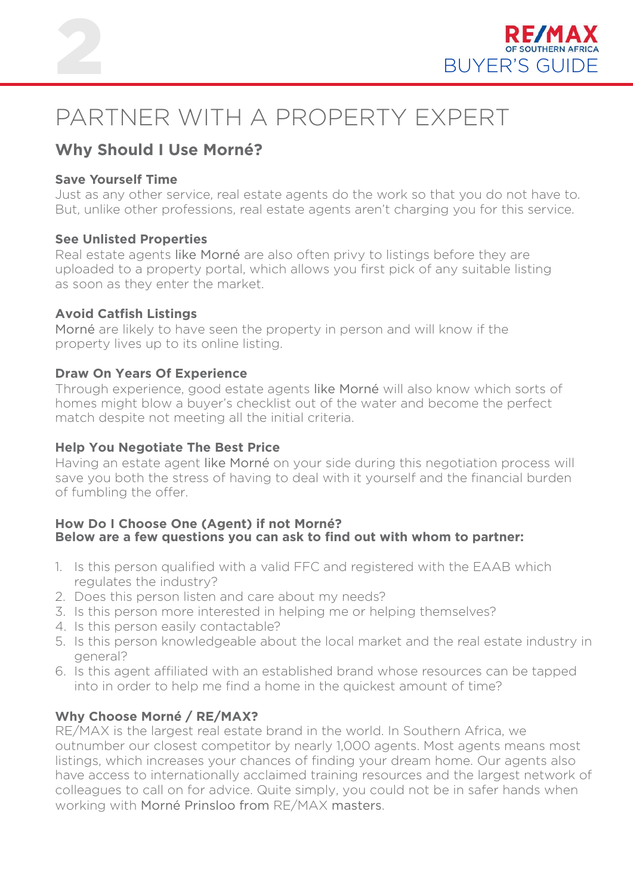# PARTNER WITH A PROPERTY EXPERT

## Why Should I Use Morné?

**Save Yourself Time**
Just as any other service, real estate agents do the work so that you do not have to. But, unlike other professions, real estate agents aren't charging you for this service.

**See Unlisted Properties**
Real estate agents like Morné are also often privy to listings before they are uploaded to a property portal, which allows you first pick of any suitable listing as soon as they enter the market.

**Avoid Catfish Listings**
Morné are likely to have seen the property in person and will know if the property lives up to its online listing.

**Draw On Years Of Experience**
Through experience, good estate agents like Morné will also know which sorts of homes might blow a buyer's checklist out of the water and become the perfect match despite not meeting all the initial criteria.

**Help You Negotiate The Best Price**
Having an estate agent like Morné on your side during this negotiation process will save you both the stress of having to deal with it yourself and the financial burden of fumbling the offer.

**How Do I Choose One (Agent) if not Morné?**
**Below are a few questions you can ask to find out with whom to partner:**

1. Is this person qualified with a valid FFC and registered with the EAAB which regulates the industry?
2. Does this person listen and care about my needs?
3. Is this person more interested in helping me or helping themselves?
4. Is this person easily contactable?
5. Is this person knowledgeable about the local market and the real estate industry in general?
6. Is this agent affiliated with an established brand whose resources can be tapped into in order to help me find a home in the quickest amount of time?

**Why Choose Morné / RE/MAX?**
RE/MAX is the largest real estate brand in the world. In Southern Africa, we outnumber our closest competitor by nearly 1,000 agents. Most agents means most listings, which increases your chances of finding your dream home. Our agents also have access to internationally acclaimed training resources and the largest network of colleagues to call on for advice. Quite simply, you could not be in safer hands when working with Morné Prinsloo from RE/MAX masters.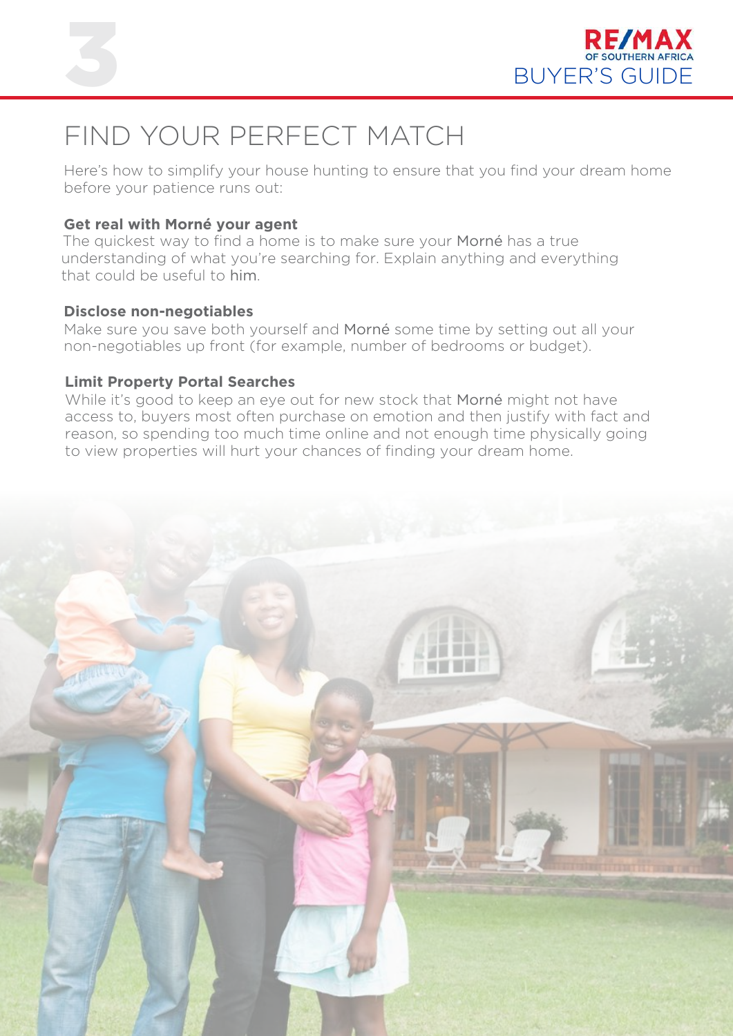# FIND YOUR PERFECT MATCH

Here's how to simplify your house hunting to ensure that you find your dream home before your patience runs out:

**Get real with Morné your agent**

The quickest way to find a home is to make sure your Morné has a true understanding of what you're searching for. Explain anything and everything that could be useful to him.

**Disclose non-negotiables**

Make sure you save both yourself and Morné some time by setting out all your non-negotiables up front (for example, number of bedrooms or budget).

**Limit Property Portal Searches**

While it's good to keep an eye out for new stock that Morné might not have access to, buyers most often purchase on emotion and then justify with fact and reason, so spending too much time online and not enough time physically going to view properties will hurt your chances of finding your dream home.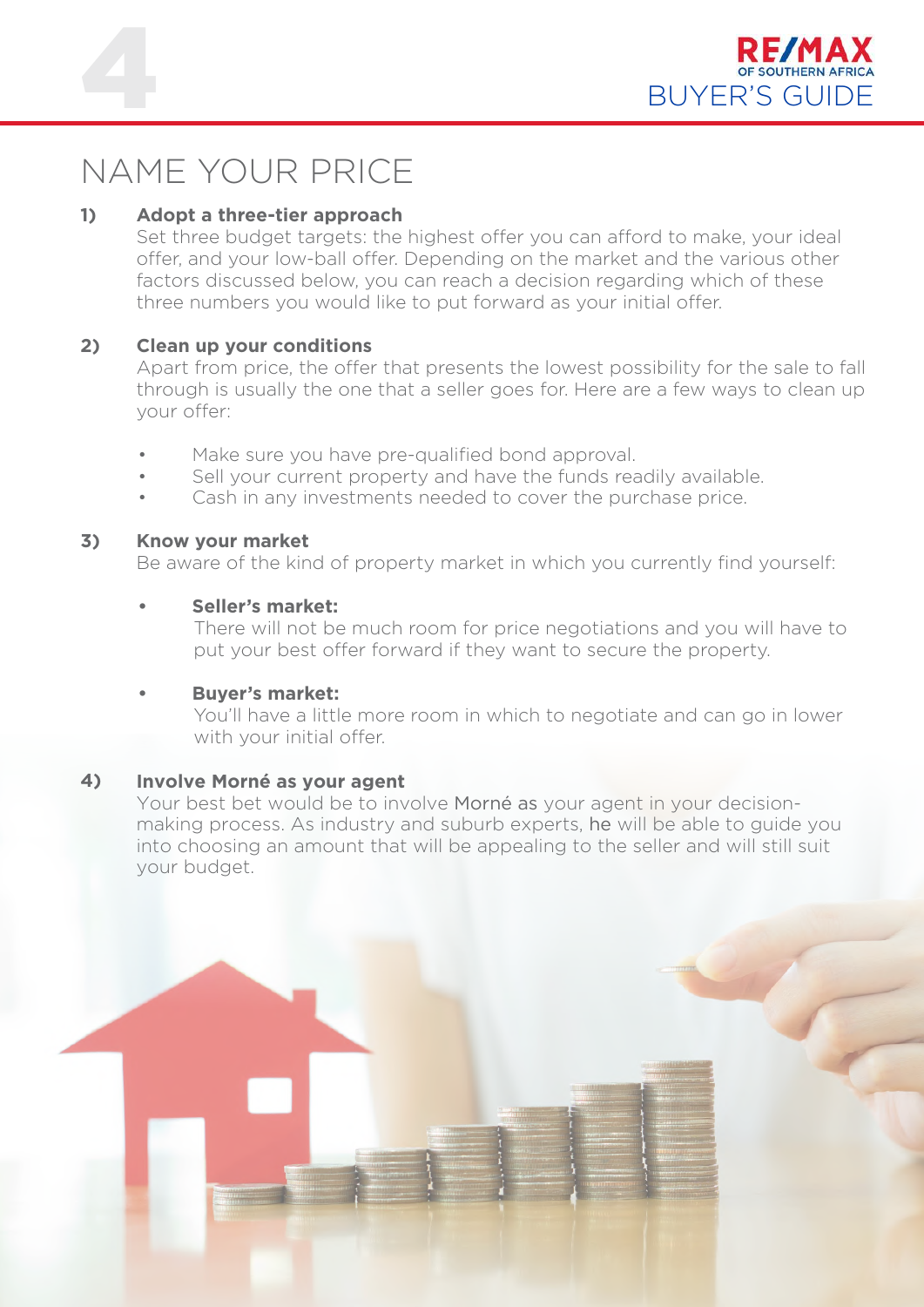# NAME YOUR PRICE

**1) Adopt a three-tier approach**

Set three budget targets: the highest offer you can afford to make, your ideal offer, and your low-ball offer. Depending on the market and the various other factors discussed below, you can reach a decision regarding which of these three numbers you would like to put forward as your initial offer.

**2) Clean up your conditions**

Apart from price, the offer that presents the lowest possibility for the sale to fall through is usually the one that a seller goes for. Here are a few ways to clean up your offer:

- Make sure you have pre-qualified bond approval.
- Sell your current property and have the funds readily available.
- Cash in any investments needed to cover the purchase price.

**3) Know your market**

Be aware of the kind of property market in which you currently find yourself:

- **Seller's market:**
  There will not be much room for price negotiations and you will have to put your best offer forward if they want to secure the property.

- **Buyer's market:**
  You'll have a little more room in which to negotiate and can go in lower with your initial offer.

**4) Involve Morné as your agent**

Your best bet would be to involve Morné as your agent in your decision-making process. As industry and suburb experts, he will be able to guide you into choosing an amount that will be appealing to the seller and will still suit your budget.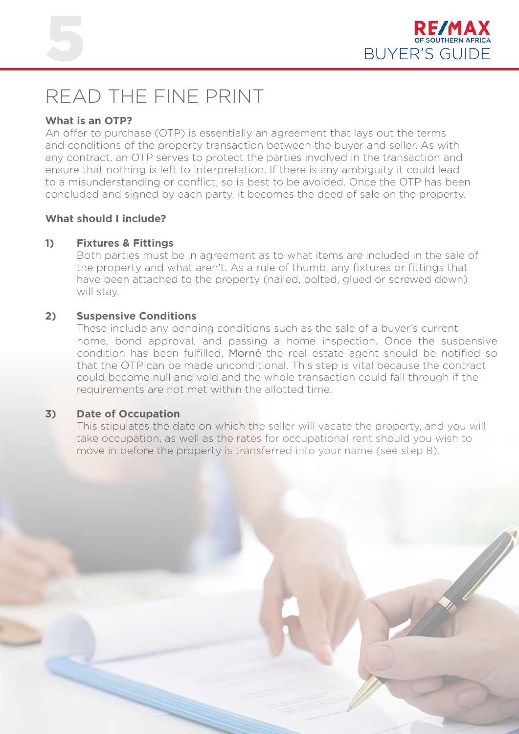# READ THE FINE PRINT

**What is an OTP?**

An offer to purchase (OTP) is essentially an agreement that lays out the terms and conditions of the property transaction between the buyer and seller. As with any contract, an OTP serves to protect the parties involved in the transaction and ensure that nothing is left to interpretation. If there is any ambiguity it could lead to a misunderstanding or conflict, so is best to be avoided. Once the OTP has been concluded and signed by each party, it becomes the deed of sale on the property.

**What should I include?**

**1) Fixtures & Fittings**

Both parties must be in agreement as to what items are included in the sale of the property and what aren't. As a rule of thumb, any fixtures or fittings that have been attached to the property (nailed, bolted, glued or screwed down) will stay.

**2) Suspensive Conditions**

These include any pending conditions such as the sale of a buyer's current home, bond approval, and passing a home inspection. Once the suspensive condition has been fulfilled, Morné the real estate agent should be notified so that the OTP can be made unconditional. This step is vital because the contract could become null and void and the whole transaction could fall through if the requirements are not met within the allotted time.

**3) Date of Occupation**

This stipulates the date on which the seller will vacate the property, and you will take occupation, as well as the rates for occupational rent should you wish to move in before the property is transferred into your name (see step 8).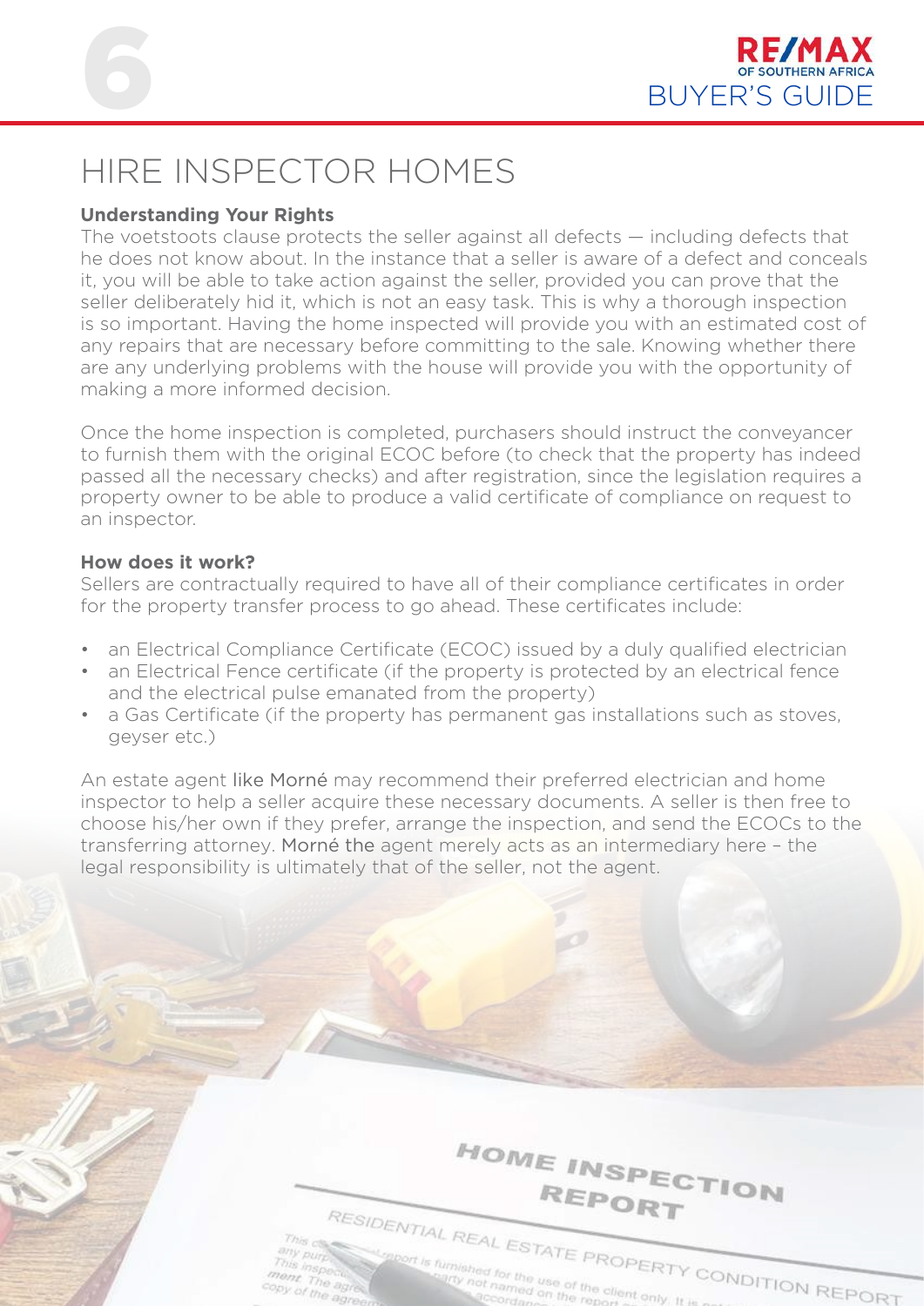# HIRE INSPECTOR HOMES

**Understanding Your Rights**

The voetstoots clause protects the seller against all defects — including defects that he does not know about. In the instance that a seller is aware of a defect and conceals it, you will be able to take action against the seller, provided you can prove that the seller deliberately hid it, which is not an easy task. This is why a thorough inspection is so important. Having the home inspected will provide you with an estimated cost of any repairs that are necessary before committing to the sale. Knowing whether there are any underlying problems with the house will provide you with the opportunity of making a more informed decision.

Once the home inspection is completed, purchasers should instruct the conveyancer to furnish them with the original ECOC before (to check that the property has indeed passed all the necessary checks) and after registration, since the legislation requires a property owner to be able to produce a valid certificate of compliance on request to an inspector.

**How does it work?**

Sellers are contractually required to have all of their compliance certificates in order for the property transfer process to go ahead. These certificates include:

- an Electrical Compliance Certificate (ECOC) issued by a duly qualified electrician
- an Electrical Fence certificate (if the property is protected by an electrical fence and the electrical pulse emanated from the property)
- a Gas Certificate (if the property has permanent gas installations such as stoves, geyser etc.)

An estate agent like Morné may recommend their preferred electrician and home inspector to help a seller acquire these necessary documents. A seller is then free to choose his/her own if they prefer, arrange the inspection, and send the ECOCs to the transferring attorney. Morné the agent merely acts as an intermediary here – the legal responsibility is ultimately that of the seller, not the agent.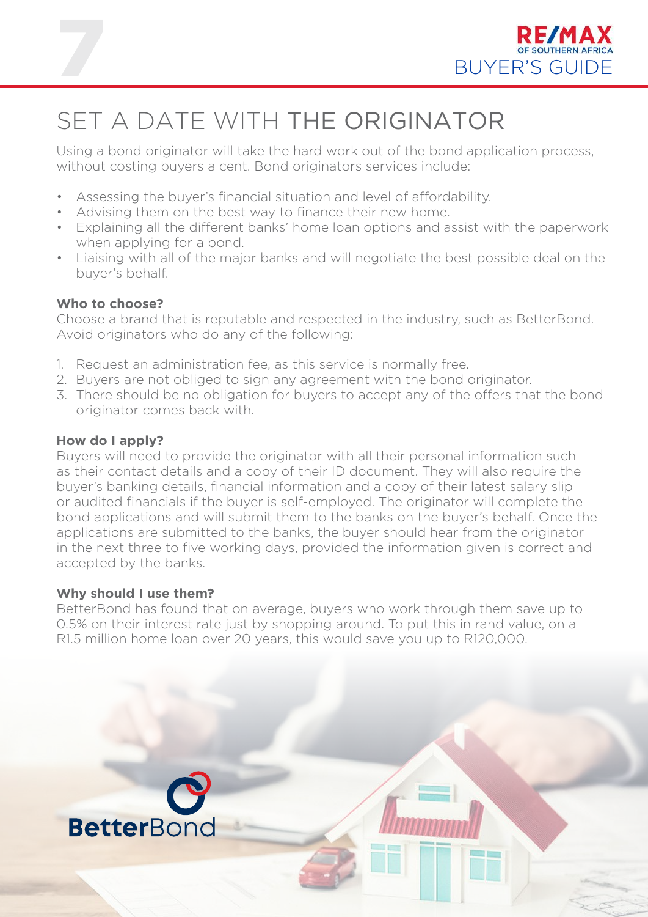# SET A DATE WITH THE ORIGINATOR

Using a bond originator will take the hard work out of the bond application process, without costing buyers a cent. Bond originators services include:

- Assessing the buyer's financial situation and level of affordability.
- Advising them on the best way to finance their new home.
- Explaining all the different banks' home loan options and assist with the paperwork when applying for a bond.
- Liaising with all of the major banks and will negotiate the best possible deal on the buyer's behalf.

**Who to choose?**

Choose a brand that is reputable and respected in the industry, such as BetterBond. Avoid originators who do any of the following:

1. Request an administration fee, as this service is normally free.
2. Buyers are not obliged to sign any agreement with the bond originator.
3. There should be no obligation for buyers to accept any of the offers that the bond originator comes back with.

**How do I apply?**

Buyers will need to provide the originator with all their personal information such as their contact details and a copy of their ID document. They will also require the buyer's banking details, financial information and a copy of their latest salary slip or audited financials if the buyer is self-employed. The originator will complete the bond applications and will submit them to the banks on the buyer's behalf. Once the applications are submitted to the banks, the buyer should hear from the originator in the next three to five working days, provided the information given is correct and accepted by the banks.

**Why should I use them?**

BetterBond has found that on average, buyers who work through them save up to 0.5% on their interest rate just by shopping around. To put this in rand value, on a R1.5 million home loan over 20 years, this would save you up to R120,000.

BetterBond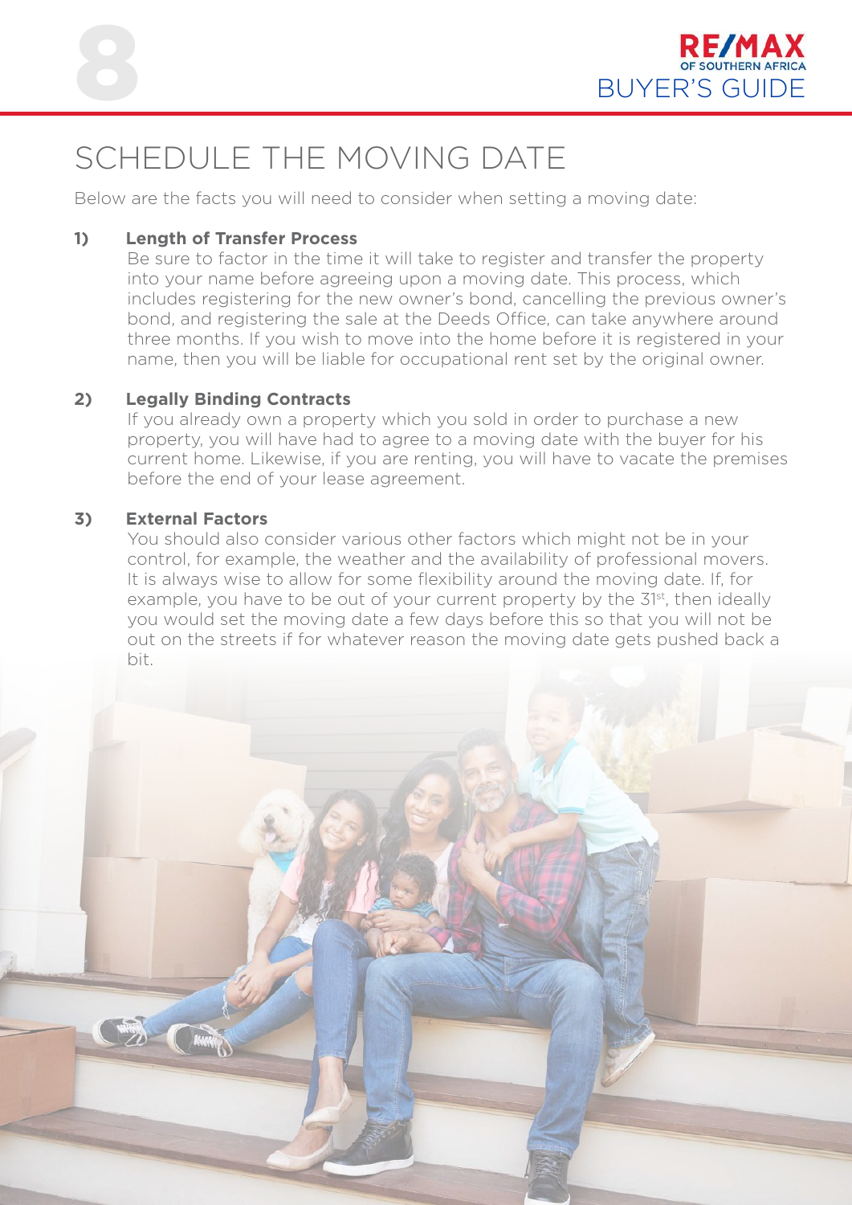# SCHEDULE THE MOVING DATE

Below are the facts you will need to consider when setting a moving date:

**1) Length of Transfer Process**

Be sure to factor in the time it will take to register and transfer the property into your name before agreeing upon a moving date. This process, which includes registering for the new owner's bond, cancelling the previous owner's bond, and registering the sale at the Deeds Office, can take anywhere around three months. If you wish to move into the home before it is registered in your name, then you will be liable for occupational rent set by the original owner.

**2) Legally Binding Contracts**

If you already own a property which you sold in order to purchase a new property, you will have had to agree to a moving date with the buyer for his current home. Likewise, if you are renting, you will have to vacate the premises before the end of your lease agreement.

**3) External Factors**

You should also consider various other factors which might not be in your control, for example, the weather and the availability of professional movers. It is always wise to allow for some flexibility around the moving date. If, for example, you have to be out of your current property by the 31st, then ideally you would set the moving date a few days before this so that you will not be out on the streets if for whatever reason the moving date gets pushed back a bit.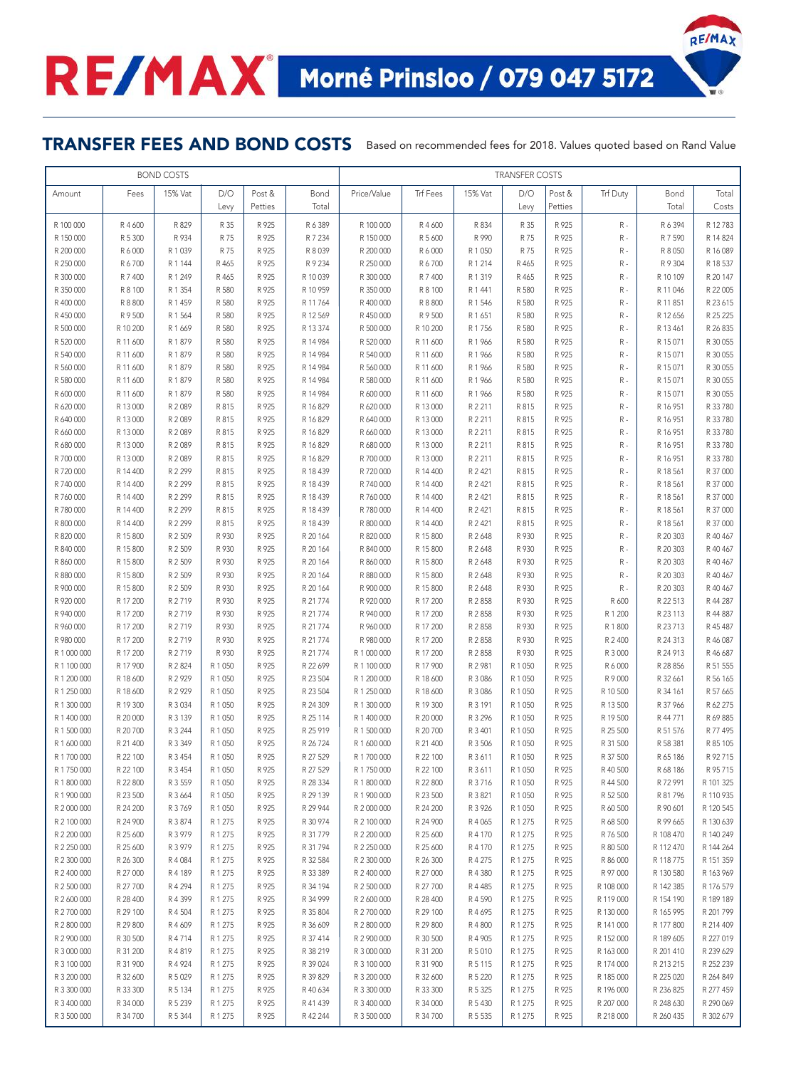# RE/MAX Morné Prinsloo / 079 047 5172

## TRANSFER FEES AND BOND COSTS

Based on recommended fees for 2018. Values quoted based on Rand Value

| BOND COSTS | | | | | | TRANSFER COSTS | | | | | | | |
|---|---|---|---|---|---|---|---|---|---|---|---|---|---|
| Amount | Fees | 15% Vat | D/O Levy | Post & Petties | Bond Total | Price/Value | Trf Fees | 15% Vat | D/O Levy | Post & Petties | Trf Duty | Bond Total | Total Costs |
| R 100 000 | R 4 600 | R 829 | R 35 | R 925 | R 6 389 | R 100 000 | R 4 600 | R 834 | R 35 | R 925 | R - | R 6 394 | R 12 783 |
| R 150 000 | R 5 300 | R 934 | R 75 | R 925 | R 7 234 | R 150 000 | R 5 600 | R 990 | R 75 | R 925 | R - | R 7 590 | R 14 824 |
| R 200 000 | R 6 000 | R 1 039 | R 75 | R 925 | R 8 039 | R 200 000 | R 6 000 | R 1 050 | R 75 | R 925 | R - | R 8 050 | R 16 089 |
| R 250 000 | R 6 700 | R 1 144 | R 465 | R 925 | R 9 234 | R 250 000 | R 6 700 | R 1 214 | R 465 | R 925 | R - | R 9 304 | R 18 537 |
| R 300 000 | R 7 400 | R 1 249 | R 465 | R 925 | R 10 039 | R 300 000 | R 7 400 | R 1 319 | R 465 | R 925 | R - | R 10 109 | R 20 147 |
| R 350 000 | R 8 100 | R 1 354 | R 580 | R 925 | R 10 959 | R 350 000 | R 8 100 | R 1 441 | R 580 | R 925 | R - | R 11 046 | R 22 005 |
| R 400 000 | R 8 800 | R 1 459 | R 580 | R 925 | R 11 764 | R 400 000 | R 8 800 | R 1 546 | R 580 | R 925 | R - | R 11 851 | R 23 615 |
| R 450 000 | R 9 500 | R 1 564 | R 580 | R 925 | R 12 569 | R 450 000 | R 9 500 | R 1 651 | R 580 | R 925 | R - | R 12 656 | R 25 225 |
| R 500 000 | R 10 200 | R 1 669 | R 580 | R 925 | R 13 374 | R 500 000 | R 10 200 | R 1 756 | R 580 | R 925 | R - | R 13 461 | R 26 835 |
| R 520 000 | R 11 600 | R 1 879 | R 580 | R 925 | R 14 984 | R 520 000 | R 11 600 | R 1 966 | R 580 | R 925 | R - | R 15 071 | R 30 055 |
| R 540 000 | R 11 600 | R 1 879 | R 580 | R 925 | R 14 984 | R 540 000 | R 11 600 | R 1 966 | R 580 | R 925 | R - | R 15 071 | R 30 055 |
| R 560 000 | R 11 600 | R 1 879 | R 580 | R 925 | R 14 984 | R 560 000 | R 11 600 | R 1 966 | R 580 | R 925 | R - | R 15 071 | R 30 055 |
| R 580 000 | R 11 600 | R 1 879 | R 580 | R 925 | R 14 984 | R 580 000 | R 11 600 | R 1 966 | R 580 | R 925 | R - | R 15 071 | R 30 055 |
| R 600 000 | R 11 600 | R 1 879 | R 580 | R 925 | R 14 984 | R 600 000 | R 11 600 | R 1 966 | R 580 | R 925 | R - | R 15 071 | R 30 055 |
| R 620 000 | R 13 000 | R 2 089 | R 815 | R 925 | R 16 829 | R 620 000 | R 13 000 | R 2 211 | R 815 | R 925 | R - | R 16 951 | R 33 780 |
| R 640 000 | R 13 000 | R 2 089 | R 815 | R 925 | R 16 829 | R 640 000 | R 13 000 | R 2 211 | R 815 | R 925 | R - | R 16 951 | R 33 780 |
| R 660 000 | R 13 000 | R 2 089 | R 815 | R 925 | R 16 829 | R 660 000 | R 13 000 | R 2 211 | R 815 | R 925 | R - | R 16 951 | R 33 780 |
| R 680 000 | R 13 000 | R 2 089 | R 815 | R 925 | R 16 829 | R 680 000 | R 13 000 | R 2 211 | R 815 | R 925 | R - | R 16 951 | R 33 780 |
| R 700 000 | R 13 000 | R 2 089 | R 815 | R 925 | R 16 829 | R 700 000 | R 13 000 | R 2 211 | R 815 | R 925 | R - | R 16 951 | R 33 780 |
| R 720 000 | R 14 400 | R 2 299 | R 815 | R 925 | R 18 439 | R 720 000 | R 14 400 | R 2 421 | R 815 | R 925 | R - | R 18 561 | R 37 000 |
| R 740 000 | R 14 400 | R 2 299 | R 815 | R 925 | R 18 439 | R 740 000 | R 14 400 | R 2 421 | R 815 | R 925 | R - | R 18 561 | R 37 000 |
| R 760 000 | R 14 400 | R 2 299 | R 815 | R 925 | R 18 439 | R 760 000 | R 14 400 | R 2 421 | R 815 | R 925 | R - | R 18 561 | R 37 000 |
| R 780 000 | R 14 400 | R 2 299 | R 815 | R 925 | R 18 439 | R 780 000 | R 14 400 | R 2 421 | R 815 | R 925 | R - | R 18 561 | R 37 000 |
| R 800 000 | R 14 400 | R 2 299 | R 815 | R 925 | R 18 439 | R 800 000 | R 14 400 | R 2 421 | R 815 | R 925 | R - | R 18 561 | R 37 000 |
| R 820 000 | R 15 800 | R 2 509 | R 930 | R 925 | R 20 164 | R 820 000 | R 15 800 | R 2 648 | R 930 | R 925 | R - | R 20 303 | R 40 467 |
| R 840 000 | R 15 800 | R 2 509 | R 930 | R 925 | R 20 164 | R 840 000 | R 15 800 | R 2 648 | R 930 | R 925 | R - | R 20 303 | R 40 467 |
| R 860 000 | R 15 800 | R 2 509 | R 930 | R 925 | R 20 164 | R 860 000 | R 15 800 | R 2 648 | R 930 | R 925 | R - | R 20 303 | R 40 467 |
| R 880 000 | R 15 800 | R 2 509 | R 930 | R 925 | R 20 164 | R 880 000 | R 15 800 | R 2 648 | R 930 | R 925 | R - | R 20 303 | R 40 467 |
| R 900 000 | R 15 800 | R 2 509 | R 930 | R 925 | R 20 164 | R 900 000 | R 15 800 | R 2 648 | R 930 | R 925 | R - | R 20 303 | R 40 467 |
| R 920 000 | R 17 200 | R 2 719 | R 930 | R 925 | R 21 774 | R 920 000 | R 17 200 | R 2 858 | R 930 | R 925 | R 600 | R 22 513 | R 44 287 |
| R 940 000 | R 17 200 | R 2 719 | R 930 | R 925 | R 21 774 | R 940 000 | R 17 200 | R 2 858 | R 930 | R 925 | R 1 200 | R 23 113 | R 44 887 |
| R 960 000 | R 17 200 | R 2 719 | R 930 | R 925 | R 21 774 | R 960 000 | R 17 200 | R 2 858 | R 930 | R 925 | R 1 800 | R 23 713 | R 45 487 |
| R 980 000 | R 17 200 | R 2 719 | R 930 | R 925 | R 21 774 | R 980 000 | R 17 200 | R 2 858 | R 930 | R 925 | R 2 400 | R 24 313 | R 46 087 |
| R 1 000 000 | R 17 200 | R 2 719 | R 930 | R 925 | R 21 774 | R 1 000 000 | R 17 200 | R 2 858 | R 930 | R 925 | R 3 000 | R 24 913 | R 46 687 |
| R 1 100 000 | R 17 900 | R 2 824 | R 1 050 | R 925 | R 22 699 | R 1 100 000 | R 17 900 | R 2 981 | R 1 050 | R 925 | R 6 000 | R 28 856 | R 51 555 |
| R 1 200 000 | R 18 600 | R 2 929 | R 1 050 | R 925 | R 23 504 | R 1 200 000 | R 18 600 | R 3 086 | R 1 050 | R 925 | R 9 000 | R 32 661 | R 56 165 |
| R 1 250 000 | R 18 600 | R 2 929 | R 1 050 | R 925 | R 23 504 | R 1 250 000 | R 18 600 | R 3 086 | R 1 050 | R 925 | R 10 500 | R 34 161 | R 57 665 |
| R 1 300 000 | R 19 300 | R 3 034 | R 1 050 | R 925 | R 24 309 | R 1 300 000 | R 19 300 | R 3 191 | R 1 050 | R 925 | R 13 500 | R 37 966 | R 62 275 |
| R 1 400 000 | R 20 000 | R 3 139 | R 1 050 | R 925 | R 25 114 | R 1 400 000 | R 20 000 | R 3 296 | R 1 050 | R 925 | R 19 500 | R 44 771 | R 69 885 |
| R 1 500 000 | R 20 700 | R 3 244 | R 1 050 | R 925 | R 25 919 | R 1 500 000 | R 20 700 | R 3 401 | R 1 050 | R 925 | R 25 500 | R 51 576 | R 77 495 |
| R 1 600 000 | R 21 400 | R 3 349 | R 1 050 | R 925 | R 26 724 | R 1 600 000 | R 21 400 | R 3 506 | R 1 050 | R 925 | R 31 500 | R 58 381 | R 85 105 |
| R 1 700 000 | R 22 100 | R 3 454 | R 1 050 | R 925 | R 27 529 | R 1 700 000 | R 22 100 | R 3 611 | R 1 050 | R 925 | R 37 500 | R 65 186 | R 92 715 |
| R 1 750 000 | R 22 100 | R 3 454 | R 1 050 | R 925 | R 27 529 | R 1 750 000 | R 22 100 | R 3 611 | R 1 050 | R 925 | R 40 500 | R 68 186 | R 95 715 |
| R 1 800 000 | R 22 800 | R 3 559 | R 1 050 | R 925 | R 28 334 | R 1 800 000 | R 22 800 | R 3 716 | R 1 050 | R 925 | R 44 500 | R 72 991 | R 101 325 |
| R 1 900 000 | R 23 500 | R 3 664 | R 1 050 | R 925 | R 29 139 | R 1 900 000 | R 23 500 | R 3 821 | R 1 050 | R 925 | R 52 500 | R 81 796 | R 110 935 |
| R 2 000 000 | R 24 200 | R 3 769 | R 1 050 | R 925 | R 29 944 | R 2 000 000 | R 24 200 | R 3 926 | R 1 050 | R 925 | R 60 500 | R 90 601 | R 120 545 |
| R 2 100 000 | R 24 900 | R 3 874 | R 1 275 | R 925 | R 30 974 | R 2 100 000 | R 24 900 | R 4 065 | R 1 275 | R 925 | R 68 500 | R 99 665 | R 130 639 |
| R 2 200 000 | R 25 600 | R 3 979 | R 1 275 | R 925 | R 31 779 | R 2 200 000 | R 25 600 | R 4 170 | R 1 275 | R 925 | R 76 500 | R 108 470 | R 140 249 |
| R 2 250 000 | R 25 600 | R 3 979 | R 1 275 | R 925 | R 31 794 | R 2 250 000 | R 25 600 | R 4 170 | R 1 275 | R 925 | R 80 500 | R 112 470 | R 144 264 |
| R 2 300 000 | R 26 300 | R 4 084 | R 1 275 | R 925 | R 32 584 | R 2 300 000 | R 26 300 | R 4 275 | R 1 275 | R 925 | R 86 000 | R 118 775 | R 151 359 |
| R 2 400 000 | R 27 000 | R 4 189 | R 1 275 | R 925 | R 33 389 | R 2 400 000 | R 27 000 | R 4 380 | R 1 275 | R 925 | R 97 000 | R 130 580 | R 163 969 |
| R 2 500 000 | R 27 700 | R 4 294 | R 1 275 | R 925 | R 34 194 | R 2 500 000 | R 27 700 | R 4 485 | R 1 275 | R 925 | R 108 000 | R 142 385 | R 176 579 |
| R 2 600 000 | R 28 400 | R 4 399 | R 1 275 | R 925 | R 34 999 | R 2 600 000 | R 28 400 | R 4 590 | R 1 275 | R 925 | R 119 000 | R 154 190 | R 189 189 |
| R 2 700 000 | R 29 100 | R 4 504 | R 1 275 | R 925 | R 35 804 | R 2 700 000 | R 29 100 | R 4 695 | R 1 275 | R 925 | R 130 000 | R 165 995 | R 201 799 |
| R 2 800 000 | R 29 800 | R 4 609 | R 1 275 | R 925 | R 36 609 | R 2 800 000 | R 29 800 | R 4 800 | R 1 275 | R 925 | R 141 000 | R 177 800 | R 214 409 |
| R 2 900 000 | R 30 500 | R 4 714 | R 1 275 | R 925 | R 37 414 | R 2 900 000 | R 30 500 | R 4 905 | R 1 275 | R 925 | R 152 000 | R 189 605 | R 227 019 |
| R 3 000 000 | R 31 200 | R 4 819 | R 1 275 | R 925 | R 38 219 | R 3 000 000 | R 31 200 | R 5 010 | R 1 275 | R 925 | R 163 000 | R 201 410 | R 239 629 |
| R 3 100 000 | R 31 900 | R 4 924 | R 1 275 | R 925 | R 39 024 | R 3 100 000 | R 31 900 | R 5 115 | R 1 275 | R 925 | R 174 000 | R 213 215 | R 252 239 |
| R 3 200 000 | R 32 600 | R 5 029 | R 1 275 | R 925 | R 39 829 | R 3 200 000 | R 32 600 | R 5 220 | R 1 275 | R 925 | R 185 000 | R 225 020 | R 264 849 |
| R 3 300 000 | R 33 300 | R 5 134 | R 1 275 | R 925 | R 40 634 | R 3 300 000 | R 33 300 | R 5 325 | R 1 275 | R 925 | R 196 000 | R 236 825 | R 277 459 |
| R 3 400 000 | R 34 000 | R 5 239 | R 1 275 | R 925 | R 41 439 | R 3 400 000 | R 34 000 | R 5 430 | R 1 275 | R 925 | R 207 000 | R 248 630 | R 290 069 |
| R 3 500 000 | R 34 700 | R 5 344 | R 1 275 | R 925 | R 42 244 | R 3 500 000 | R 34 700 | R 5 535 | R 1 275 | R 925 | R 218 000 | R 260 435 | R 302 679 |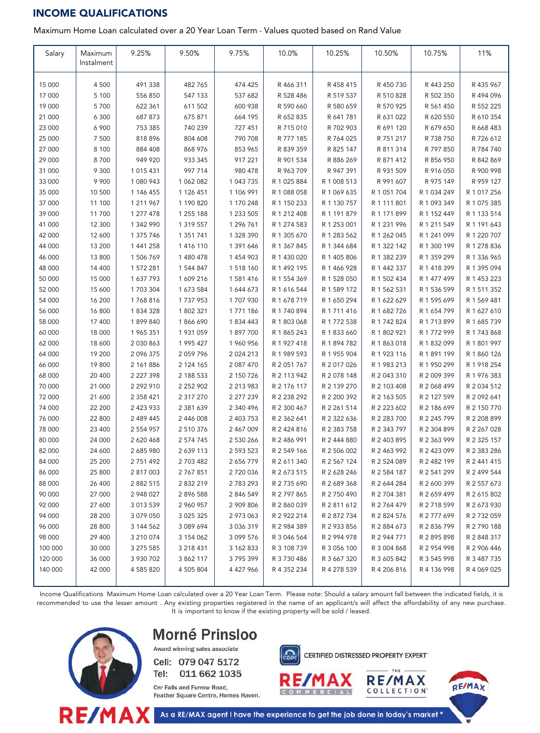# INCOME QUALIFICATIONS

Maximum Home Loan calculated over a 20 Year Loan Term - Values quoted based on Rand Value

| Salary | Maximum Instalment | 9.25% | 9.50% | 9.75% | 10.0% | 10.25% | 10.50% | 10.75% | 11% |
|---|---|---|---|---|---|---|---|---|---|
| 15 000 | 4 500 | 491 338 | 482 765 | 474 425 | R 466 311 | R 458 415 | R 450 730 | R 443 250 | R 435 967 |
| 17 000 | 5 100 | 556 850 | 547 133 | 537 682 | R 528 486 | R 519 537 | R 510 828 | R 502 350 | R 494 096 |
| 19 000 | 5 700 | 622 361 | 611 502 | 600 938 | R 590 660 | R 580 659 | R 570 925 | R 561 450 | R 552 225 |
| 21 000 | 6 300 | 687 873 | 675 871 | 664 195 | R 652 835 | R 641 781 | R 631 022 | R 620 550 | R 610 354 |
| 23 000 | 6 900 | 753 385 | 740 239 | 727 451 | R 715 010 | R 702 903 | R 691 120 | R 679 650 | R 668 483 |
| 25 000 | 7 500 | 818 896 | 804 608 | 790 708 | R 777 185 | R 764 025 | R 751 217 | R 738 750 | R 726 612 |
| 27 000 | 8 100 | 884 408 | 868 976 | 853 965 | R 839 359 | R 825 147 | R 811 314 | R 797 850 | R 784 740 |
| 29 000 | 8 700 | 949 920 | 933 345 | 917 221 | R 901 534 | R 886 269 | R 871 412 | R 856 950 | R 842 869 |
| 31 000 | 9 300 | 1 015 431 | 997 714 | 980 478 | R 963 709 | R 947 391 | R 931 509 | R 916 050 | R 900 998 |
| 33 000 | 9 900 | 1 080 943 | 1 062 082 | 1 043 735 | R 1 025 884 | R 1 008 513 | R 991 607 | R 975 149 | R 959 127 |
| 35 000 | 10 500 | 1 146 455 | 1 126 451 | 1 106 991 | R 1 088 058 | R 1 069 635 | R 1 051 704 | R 1 034 249 | R 1 017 256 |
| 37 000 | 11 100 | 1 211 967 | 1 190 820 | 1 170 248 | R 1 150 233 | R 1 130 757 | R 1 111 801 | R 1 093 349 | R 1 075 385 |
| 39 000 | 11 700 | 1 277 478 | 1 255 188 | 1 233 505 | R 1 212 408 | R 1 191 879 | R 1 171 899 | R 1 152 449 | R 1 133 514 |
| 41 000 | 12 300 | 1 342 990 | 1 319 557 | 1 296 761 | R 1 274 583 | R 1 253 001 | R 1 231 996 | R 1 211 549 | R 1 191 643 |
| 42 000 | 12 600 | 1 375 746 | 1 351 741 | 1 328 390 | R 1 305 670 | R 1 283 562 | R 1 262 045 | R 1 241 099 | R 1 220 707 |
| 44 000 | 13 200 | 1 441 258 | 1 416 110 | 1 391 646 | R 1 367 845 | R 1 344 684 | R 1 322 142 | R 1 300 199 | R 1 278 836 |
| 46 000 | 13 800 | 1 506 769 | 1 480 478 | 1 454 903 | R 1 430 020 | R 1 405 806 | R 1 382 239 | R 1 359 299 | R 1 336 965 |
| 48 000 | 14 400 | 1 572 281 | 1 544 847 | 1 518 160 | R 1 492 195 | R 1 466 928 | R 1 442 337 | R 1 418 399 | R 1 395 094 |
| 50 000 | 15 000 | 1 637 793 | 1 609 216 | 1 581 416 | R 1 554 369 | R 1 528 050 | R 1 502 434 | R 1 477 499 | R 1 453 223 |
| 52 000 | 15 600 | 1 703 304 | 1 673 584 | 1 644 673 | R 1 616 544 | R 1 589 172 | R 1 562 531 | R 1 536 599 | R 1 511 352 |
| 54 000 | 16 200 | 1 768 816 | 1 737 953 | 1 707 930 | R 1 678 719 | R 1 650 294 | R 1 622 629 | R 1 595 699 | R 1 569 481 |
| 56 000 | 16 800 | 1 834 328 | 1 802 321 | 1 771 186 | R 1 740 894 | R 1 711 416 | R 1 682 726 | R 1 654 799 | R 1 627 610 |
| 58 000 | 17 400 | 1 899 840 | 1 866 690 | 1 834 443 | R 1 803 068 | R 1 772 538 | R 1 742 824 | R 1 713 899 | R 1 685 739 |
| 60 000 | 18 000 | 1 965 351 | 1 931 059 | 1 897 700 | R 1 865 243 | R 1 833 660 | R 1 802 921 | R 1 772 999 | R 1 743 868 |
| 62 000 | 18 600 | 2 030 863 | 1 995 427 | 1 960 956 | R 1 927 418 | R 1 894 782 | R 1 863 018 | R 1 832 099 | R 1 801 997 |
| 64 000 | 19 200 | 2 096 375 | 2 059 796 | 2 024 213 | R 1 989 593 | R 1 955 904 | R 1 923 116 | R 1 891 199 | R 1 860 126 |
| 66 000 | 19 800 | 2 161 886 | 2 124 165 | 2 087 470 | R 2 051 767 | R 2 017 026 | R 1 983 213 | R 1 950 299 | R 1 918 254 |
| 68 000 | 20 400 | 2 227 398 | 2 188 533 | 2 150 726 | R 2 113 942 | R 2 078 148 | R 2 043 310 | R 2 009 399 | R 1 976 383 |
| 70 000 | 21 000 | 2 292 910 | 2 252 902 | 2 213 983 | R 2 176 117 | R 2 139 270 | R 2 103 408 | R 2 068 499 | R 2 034 512 |
| 72 000 | 21 600 | 2 358 421 | 2 317 270 | 2 277 239 | R 2 238 292 | R 2 200 392 | R 2 163 505 | R 2 127 599 | R 2 092 641 |
| 74 000 | 22 200 | 2 423 933 | 2 381 639 | 2 340 496 | R 2 300 467 | R 2 261 514 | R 2 223 602 | R 2 186 699 | R 2 150 770 |
| 76 000 | 22 800 | 2 489 445 | 2 446 008 | 2 403 753 | R 2 362 641 | R 2 322 636 | R 2 283 700 | R 2 245 799 | R 2 208 899 |
| 78 000 | 23 400 | 2 554 957 | 2 510 376 | 2 467 009 | R 2 424 816 | R 2 383 758 | R 2 343 797 | R 2 304 899 | R 2 267 028 |
| 80 000 | 24 000 | 2 620 468 | 2 574 745 | 2 530 266 | R 2 486 991 | R 2 444 880 | R 2 403 895 | R 2 363 999 | R 2 325 157 |
| 82 000 | 24 600 | 2 685 980 | 2 639 113 | 2 593 523 | R 2 549 166 | R 2 506 002 | R 2 463 992 | R 2 423 099 | R 2 383 286 |
| 84 000 | 25 200 | 2 751 492 | 2 703 482 | 2 656 779 | R 2 611 340 | R 2 567 124 | R 2 524 089 | R 2 482 199 | R 2 441 415 |
| 86 000 | 25 800 | 2 817 003 | 2 767 851 | 2 720 036 | R 2 673 515 | R 2 628 246 | R 2 584 187 | R 2 541 299 | R 2 499 544 |
| 88 000 | 26 400 | 2 882 515 | 2 832 219 | 2 783 293 | R 2 735 690 | R 2 689 368 | R 2 644 284 | R 2 600 399 | R 2 557 673 |
| 90 000 | 27 000 | 2 948 027 | 2 896 588 | 2 846 549 | R 2 797 865 | R 2 750 490 | R 2 704 381 | R 2 659 499 | R 2 615 802 |
| 92 000 | 27 600 | 3 013 539 | 2 960 957 | 2 909 806 | R 2 860 039 | R 2 811 612 | R 2 764 479 | R 2 718 599 | R 2 673 930 |
| 94 000 | 28 200 | 3 079 050 | 3 025 325 | 2 973 063 | R 2 922 214 | R 2 872 734 | R 2 824 576 | R 2 777 699 | R 2 732 059 |
| 96 000 | 28 800 | 3 144 562 | 3 089 694 | 3 036 319 | R 2 984 389 | R 2 933 856 | R 2 884 673 | R 2 836 799 | R 2 790 188 |
| 98 000 | 29 400 | 3 210 074 | 3 154 062 | 3 099 576 | R 3 046 564 | R 2 994 978 | R 2 944 771 | R 2 895 898 | R 2 848 317 |
| 100 000 | 30 000 | 3 275 585 | 3 218 431 | 3 162 833 | R 3 108 739 | R 3 056 100 | R 3 004 868 | R 2 954 998 | R 2 906 446 |
| 120 000 | 36 000 | 3 930 702 | 3 862 117 | 3 795 399 | R 3 730 486 | R 3 667 320 | R 3 605 842 | R 3 545 998 | R 3 487 735 |
| 140 000 | 42 000 | 4 585 820 | 4 505 804 | 4 427 966 | R 4 352 234 | R 4 278 539 | R 4 206 816 | R 4 136 998 | R 4 069 025 |

Income Qualifications Maximum Home Loan calculated over a 20 Year Loan Term. Please note: Should a salary amount fall between the indicated fields, it is recommended to use the lesser amount . Any existing properties registered in the name of an applicant/s will affect the affordability of any new purchase. It is important to know if the existing property will be sold / leased.

**Morné Prinsloo**

Award winning sales associate

Cell: 079 047 5172

Tel: 011 662 1035

Cnr Falls and Furrow Road,
Feather Square Centre, Homes Haven.

CERTIFIED DISTRESSED PROPERTY EXPERT

RE/MAX COMMERCIAL

THE RE/MAX COLLECTION

RE/MAX

As a RE/MAX agent I have the experience to get the job done in today's market *